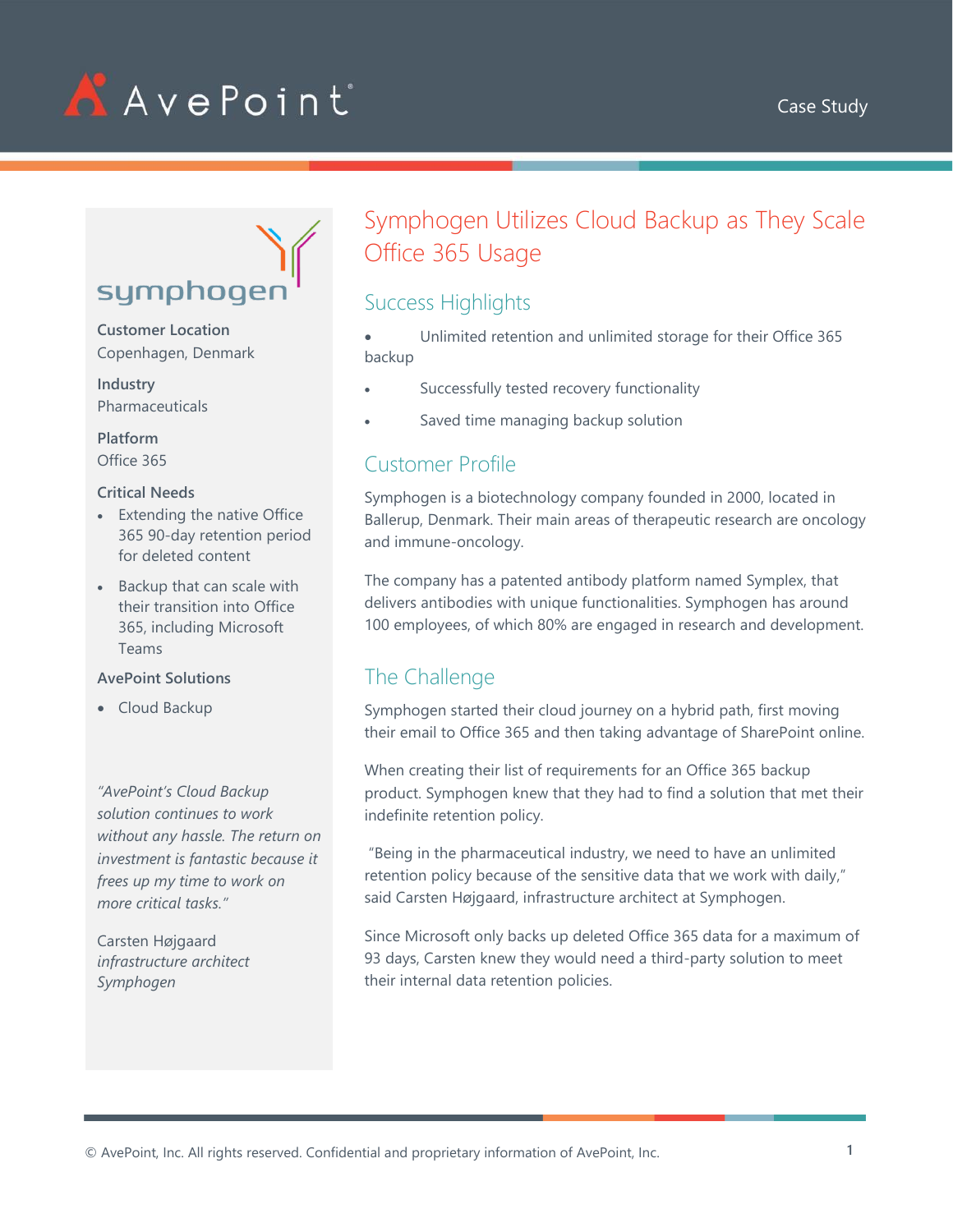AvePoint

Case Study

symphogen

**Customer Location**
Copenhagen, Denmark

**Industry**
Pharmaceuticals

**Platform**
Office 365

**Critical Needs**

- Extending the native Office 365 90-day retention period for deleted content
- Backup that can scale with their transition into Office 365, including Microsoft Teams

**AvePoint Solutions**

- Cloud Backup

*"AvePoint's Cloud Backup solution continues to work without any hassle. The return on investment is fantastic because it frees up my time to work on more critical tasks."*

Carsten Højgaard
*infrastructure architect*
*Symphogen*

# Symphogen Utilizes Cloud Backup as They Scale Office 365 Usage

## Success Highlights

- Unlimited retention and unlimited storage for their Office 365 backup
- Successfully tested recovery functionality
- Saved time managing backup solution

## Customer Profile

Symphogen is a biotechnology company founded in 2000, located in Ballerup, Denmark. Their main areas of therapeutic research are oncology and immune-oncology.

The company has a patented antibody platform named Symplex, that delivers antibodies with unique functionalities. Symphogen has around 100 employees, of which 80% are engaged in research and development.

## The Challenge

Symphogen started their cloud journey on a hybrid path, first moving their email to Office 365 and then taking advantage of SharePoint online.

When creating their list of requirements for an Office 365 backup product. Symphogen knew that they had to find a solution that met their indefinite retention policy.

"Being in the pharmaceutical industry, we need to have an unlimited retention policy because of the sensitive data that we work with daily," said Carsten Højgaard, infrastructure architect at Symphogen.

Since Microsoft only backs up deleted Office 365 data for a maximum of 93 days, Carsten knew they would need a third-party solution to meet their internal data retention policies.

© AvePoint, Inc. All rights reserved. Confidential and proprietary information of AvePoint, Inc.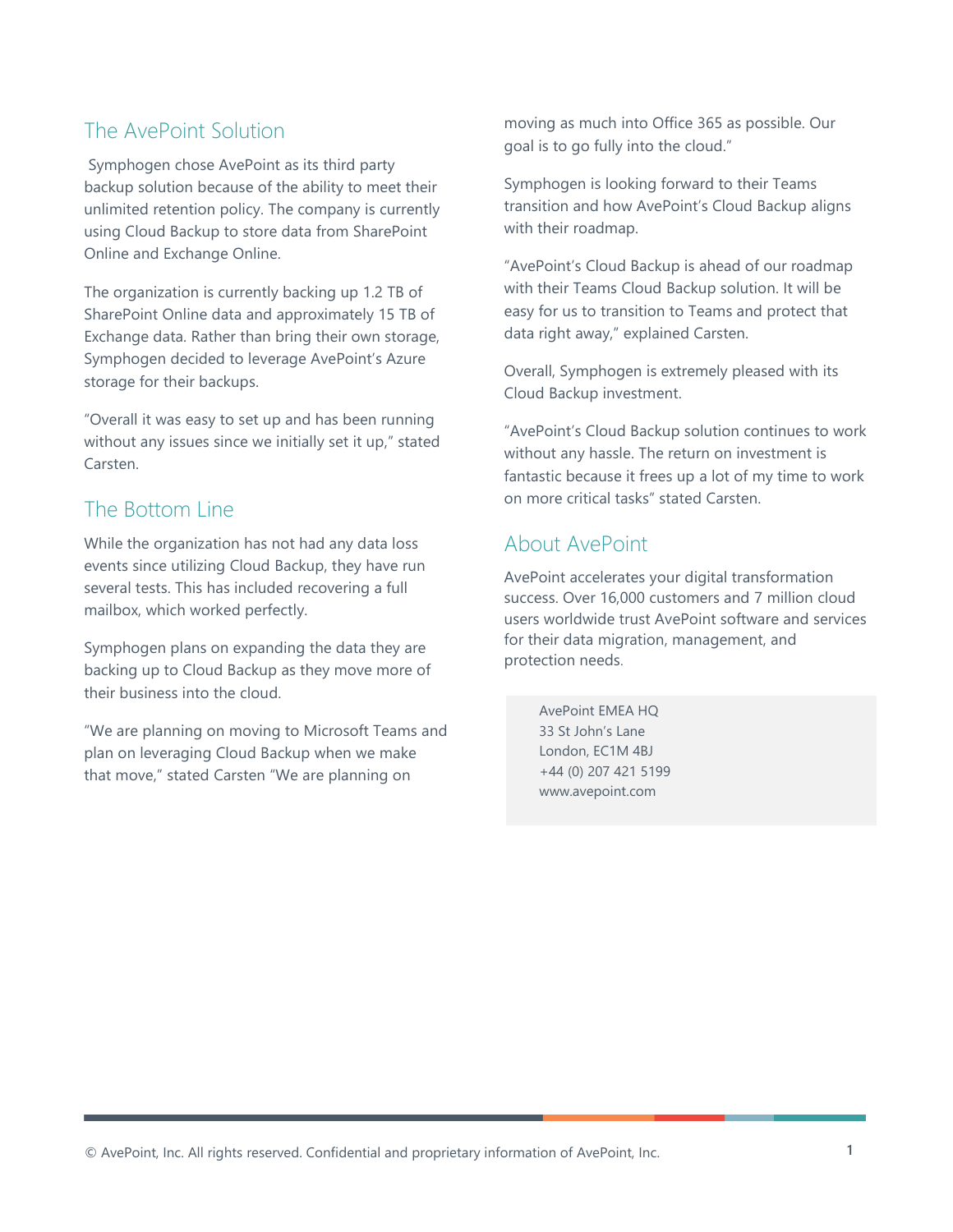## The AvePoint Solution

Symphogen chose AvePoint as its third party backup solution because of the ability to meet their unlimited retention policy. The company is currently using Cloud Backup to store data from SharePoint Online and Exchange Online.

The organization is currently backing up 1.2 TB of SharePoint Online data and approximately 15 TB of Exchange data. Rather than bring their own storage, Symphogen decided to leverage AvePoint's Azure storage for their backups.

"Overall it was easy to set up and has been running without any issues since we initially set it up," stated Carsten.

## The Bottom Line

While the organization has not had any data loss events since utilizing Cloud Backup, they have run several tests. This has included recovering a full mailbox, which worked perfectly.

Symphogen plans on expanding the data they are backing up to Cloud Backup as they move more of their business into the cloud.

"We are planning on moving to Microsoft Teams and plan on leveraging Cloud Backup when we make that move," stated Carsten "We are planning on moving as much into Office 365 as possible. Our goal is to go fully into the cloud."

Symphogen is looking forward to their Teams transition and how AvePoint's Cloud Backup aligns with their roadmap.

"AvePoint's Cloud Backup is ahead of our roadmap with their Teams Cloud Backup solution. It will be easy for us to transition to Teams and protect that data right away," explained Carsten.

Overall, Symphogen is extremely pleased with its Cloud Backup investment.

"AvePoint's Cloud Backup solution continues to work without any hassle. The return on investment is fantastic because it frees up a lot of my time to work on more critical tasks" stated Carsten.

## About AvePoint

AvePoint accelerates your digital transformation success. Over 16,000 customers and 7 million cloud users worldwide trust AvePoint software and services for their data migration, management, and protection needs.

AvePoint EMEA HQ
33 St John's Lane
London, EC1M 4BJ
+44 (0) 207 421 5199
www.avepoint.com

© AvePoint, Inc. All rights reserved. Confidential and proprietary information of AvePoint, Inc.